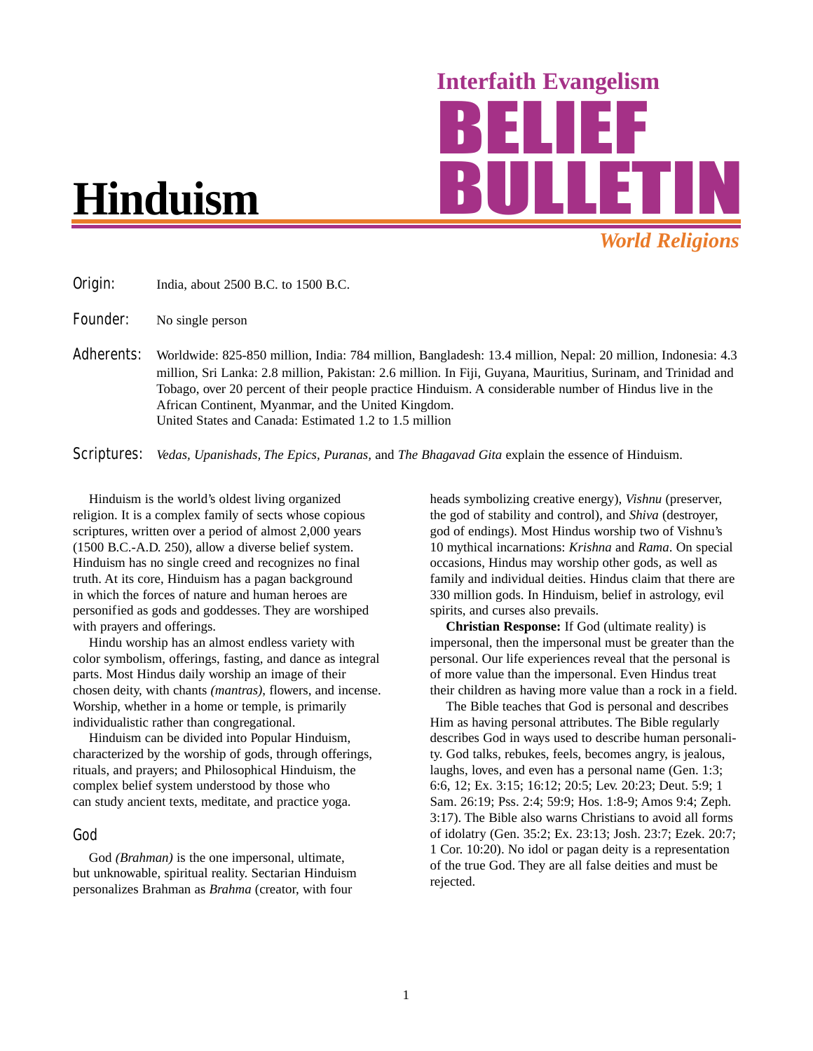# Hinduism

**Interfaith Evangelism**

# BELIEF BULLETIN

***World Religions***

**Origin:** India, about 2500 B.C. to 1500 B.C.

**Founder:** No single person

**Adherents:** Worldwide: 825-850 million, India: 784 million, Bangladesh: 13.4 million, Nepal: 20 million, Indonesia: 4.3 million, Sri Lanka: 2.8 million, Pakistan: 2.6 million. In Fiji, Guyana, Mauritius, Surinam, and Trinidad and Tobago, over 20 percent of their people practice Hinduism. A considerable number of Hindus live in the African Continent, Myanmar, and the United Kingdom.
United States and Canada: Estimated 1.2 to 1.5 million

**Scriptures:** *Vedas, Upanishads, The Epics, Puranas,* and *The Bhagavad Gita* explain the essence of Hinduism.

Hinduism is the world's oldest living organized religion. It is a complex family of sects whose copious scriptures, written over a period of almost 2,000 years (1500 B.C.-A.D. 250), allow a diverse belief system. Hinduism has no single creed and recognizes no final truth. At its core, Hinduism has a pagan background in which the forces of nature and human heroes are personified as gods and goddesses. They are worshiped with prayers and offerings.

Hindu worship has an almost endless variety with color symbolism, offerings, fasting, and dance as integral parts. Most Hindus daily worship an image of their chosen deity, with chants *(mantras)*, flowers, and incense. Worship, whether in a home or temple, is primarily individualistic rather than congregational.

Hinduism can be divided into Popular Hinduism, characterized by the worship of gods, through offerings, rituals, and prayers; and Philosophical Hinduism, the complex belief system understood by those who can study ancient texts, meditate, and practice yoga.

## God

God *(Brahman)* is the one impersonal, ultimate, but unknowable, spiritual reality. Sectarian Hinduism personalizes Brahman as *Brahma* (creator, with four heads symbolizing creative energy), *Vishnu* (preserver, the god of stability and control), and *Shiva* (destroyer, god of endings). Most Hindus worship two of Vishnu's 10 mythical incarnations: *Krishna* and *Rama*. On special occasions, Hindus may worship other gods, as well as family and individual deities. Hindus claim that there are 330 million gods. In Hinduism, belief in astrology, evil spirits, and curses also prevails.

**Christian Response:** If God (ultimate reality) is impersonal, then the impersonal must be greater than the personal. Our life experiences reveal that the personal is of more value than the impersonal. Even Hindus treat their children as having more value than a rock in a field.

The Bible teaches that God is personal and describes Him as having personal attributes. The Bible regularly describes God in ways used to describe human personality. God talks, rebukes, feels, becomes angry, is jealous, laughs, loves, and even has a personal name (Gen. 1:3; 6:6, 12; Ex. 3:15; 16:12; 20:5; Lev. 20:23; Deut. 5:9; 1 Sam. 26:19; Pss. 2:4; 59:9; Hos. 1:8-9; Amos 9:4; Zeph. 3:17). The Bible also warns Christians to avoid all forms of idolatry (Gen. 35:2; Ex. 23:13; Josh. 23:7; Ezek. 20:7; 1 Cor. 10:20). No idol or pagan deity is a representation of the true God. They are all false deities and must be rejected.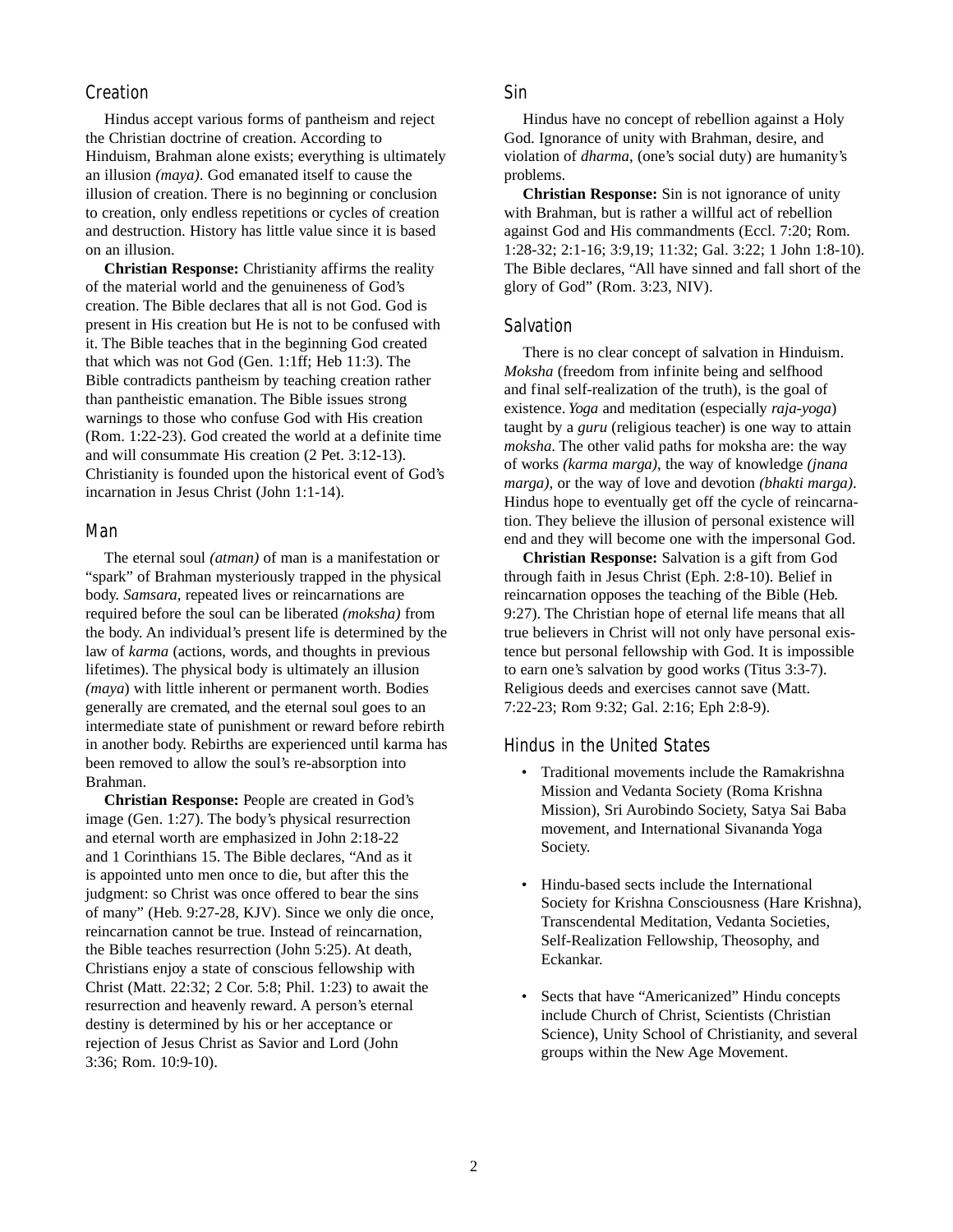## Creation

Hindus accept various forms of pantheism and reject the Christian doctrine of creation. According to Hinduism, Brahman alone exists; everything is ultimately an illusion *(maya)*. God emanated itself to cause the illusion of creation. There is no beginning or conclusion to creation, only endless repetitions or cycles of creation and destruction. History has little value since it is based on an illusion.

**Christian Response:** Christianity affirms the reality of the material world and the genuineness of God's creation. The Bible declares that all is not God. God is present in His creation but He is not to be confused with it. The Bible teaches that in the beginning God created that which was not God (Gen. 1:1ff; Heb 11:3). The Bible contradicts pantheism by teaching creation rather than pantheistic emanation. The Bible issues strong warnings to those who confuse God with His creation (Rom. 1:22-23). God created the world at a definite time and will consummate His creation (2 Pet. 3:12-13). Christianity is founded upon the historical event of God's incarnation in Jesus Christ (John 1:1-14).

## Man

The eternal soul *(atman)* of man is a manifestation or "spark" of Brahman mysteriously trapped in the physical body. *Samsara,* repeated lives or reincarnations are required before the soul can be liberated *(moksha)* from the body. An individual's present life is determined by the law of *karma* (actions, words, and thoughts in previous lifetimes). The physical body is ultimately an illusion *(maya)* with little inherent or permanent worth. Bodies generally are cremated, and the eternal soul goes to an intermediate state of punishment or reward before rebirth in another body. Rebirths are experienced until karma has been removed to allow the soul's re-absorption into Brahman.

**Christian Response:** People are created in God's image (Gen. 1:27). The body's physical resurrection and eternal worth are emphasized in John 2:18-22 and 1 Corinthians 15. The Bible declares, "And as it is appointed unto men once to die, but after this the judgment: so Christ was once offered to bear the sins of many" (Heb. 9:27-28, KJV). Since we only die once, reincarnation cannot be true. Instead of reincarnation, the Bible teaches resurrection (John 5:25). At death, Christians enjoy a state of conscious fellowship with Christ (Matt. 22:32; 2 Cor. 5:8; Phil. 1:23) to await the resurrection and heavenly reward. A person's eternal destiny is determined by his or her acceptance or rejection of Jesus Christ as Savior and Lord (John 3:36; Rom. 10:9-10).

## Sin

Hindus have no concept of rebellion against a Holy God. Ignorance of unity with Brahman, desire, and violation of *dharma*, (one's social duty) are humanity's problems.

**Christian Response:** Sin is not ignorance of unity with Brahman, but is rather a willful act of rebellion against God and His commandments (Eccl. 7:20; Rom. 1:28-32; 2:1-16; 3:9,19; 11:32; Gal. 3:22; 1 John 1:8-10). The Bible declares, "All have sinned and fall short of the glory of God" (Rom. 3:23, NIV).

## Salvation

There is no clear concept of salvation in Hinduism. *Moksha* (freedom from infinite being and selfhood and final self-realization of the truth), is the goal of existence. *Yoga* and meditation (especially *raja-yoga*) taught by a *guru* (religious teacher) is one way to attain *moksha*. The other valid paths for moksha are: the way of works *(karma marga)*, the way of knowledge *(jnana marga)*, or the way of love and devotion *(bhakti marga)*. Hindus hope to eventually get off the cycle of reincarnation. They believe the illusion of personal existence will end and they will become one with the impersonal God.

**Christian Response:** Salvation is a gift from God through faith in Jesus Christ (Eph. 2:8-10). Belief in reincarnation opposes the teaching of the Bible (Heb. 9:27). The Christian hope of eternal life means that all true believers in Christ will not only have personal existence but personal fellowship with God. It is impossible to earn one's salvation by good works (Titus 3:3-7). Religious deeds and exercises cannot save (Matt. 7:22-23; Rom 9:32; Gal. 2:16; Eph 2:8-9).

## Hindus in the United States

- Traditional movements include the Ramakrishna Mission and Vedanta Society (Roma Krishna Mission), Sri Aurobindo Society, Satya Sai Baba movement, and International Sivananda Yoga Society.

- Hindu-based sects include the International Society for Krishna Consciousness (Hare Krishna), Transcendental Meditation, Vedanta Societies, Self-Realization Fellowship, Theosophy, and Eckankar.

- Sects that have "Americanized" Hindu concepts include Church of Christ, Scientists (Christian Science), Unity School of Christianity, and several groups within the New Age Movement.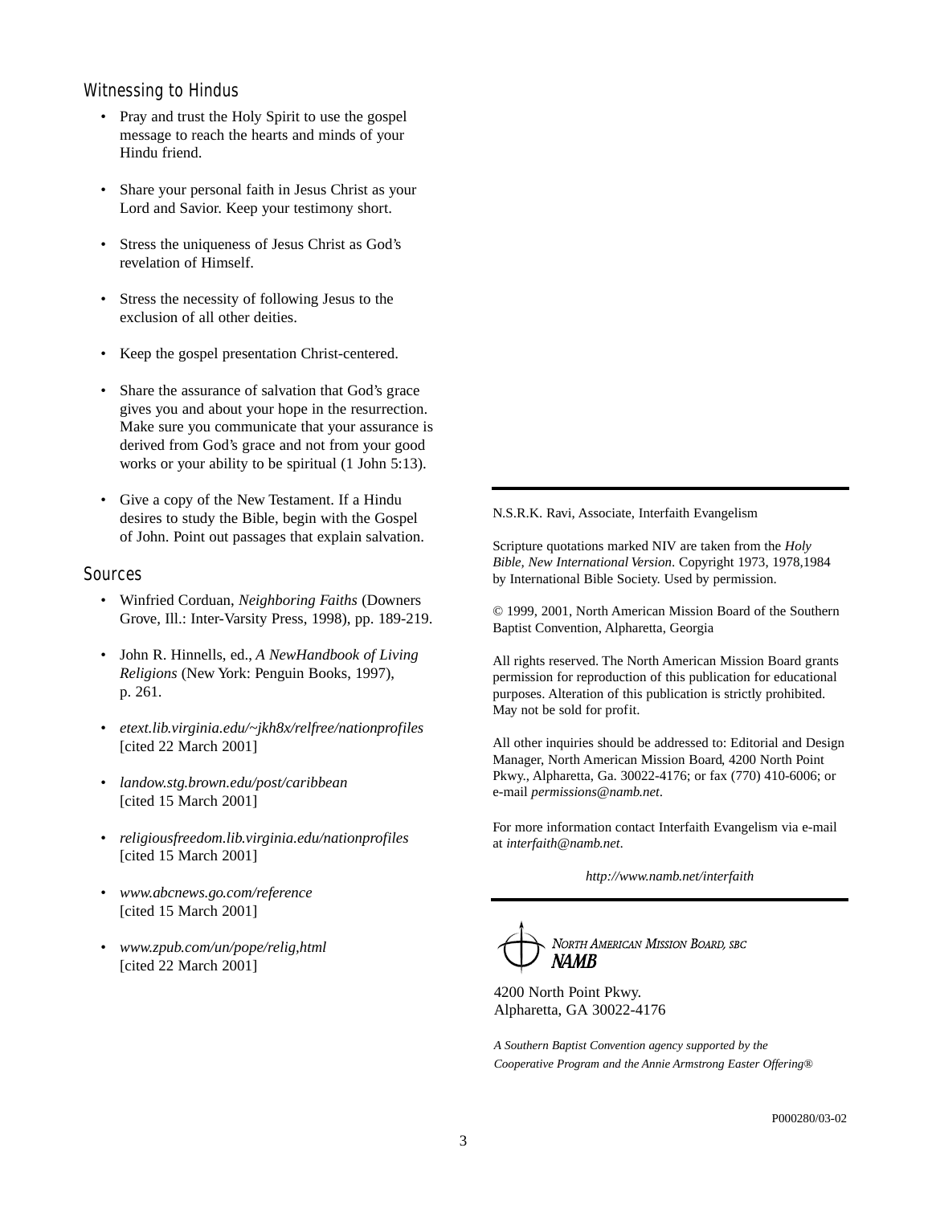## Witnessing to Hindus

- Pray and trust the Holy Spirit to use the gospel message to reach the hearts and minds of your Hindu friend.
- Share your personal faith in Jesus Christ as your Lord and Savior. Keep your testimony short.
- Stress the uniqueness of Jesus Christ as God's revelation of Himself.
- Stress the necessity of following Jesus to the exclusion of all other deities.
- Keep the gospel presentation Christ-centered.
- Share the assurance of salvation that God's grace gives you and about your hope in the resurrection. Make sure you communicate that your assurance is derived from God's grace and not from your good works or your ability to be spiritual (1 John 5:13).
- Give a copy of the New Testament. If a Hindu desires to study the Bible, begin with the Gospel of John. Point out passages that explain salvation.

## Sources

- Winfried Corduan, *Neighboring Faiths* (Downers Grove, Ill.: Inter-Varsity Press, 1998), pp. 189-219.
- John R. Hinnells, ed., *A NewHandbook of Living Religions* (New York: Penguin Books, 1997), p. 261.
- *etext.lib.virginia.edu/~jkh8x/relfree/nationprofiles* [cited 22 March 2001]
- *landow.stg.brown.edu/post/caribbean* [cited 15 March 2001]
- *religiousfreedom.lib.virginia.edu/nationprofiles* [cited 15 March 2001]
- *www.abcnews.go.com/reference* [cited 15 March 2001]
- *www.zpub.com/un/pope/relig,html* [cited 22 March 2001]

---

N.S.R.K. Ravi, Associate, Interfaith Evangelism

Scripture quotations marked NIV are taken from the *Holy Bible, New International Version*. Copyright 1973, 1978,1984 by International Bible Society. Used by permission.

© 1999, 2001, North American Mission Board of the Southern Baptist Convention, Alpharetta, Georgia

All rights reserved. The North American Mission Board grants permission for reproduction of this publication for educational purposes. Alteration of this publication is strictly prohibited. May not be sold for profit.

All other inquiries should be addressed to: Editorial and Design Manager, North American Mission Board, 4200 North Point Pkwy., Alpharetta, Ga. 30022-4176; or fax (770) 410-6006; or e-mail *permissions@namb.net*.

For more information contact Interfaith Evangelism via e-mail at *interfaith@namb.net*.

*http://www.namb.net/interfaith*

---

NORTH AMERICAN MISSION BOARD, SBC
**NAMB**

4200 North Point Pkwy.
Alpharetta, GA 30022-4176

*A Southern Baptist Convention agency supported by the Cooperative Program and the Annie Armstrong Easter Offering®*

P000280/03-02